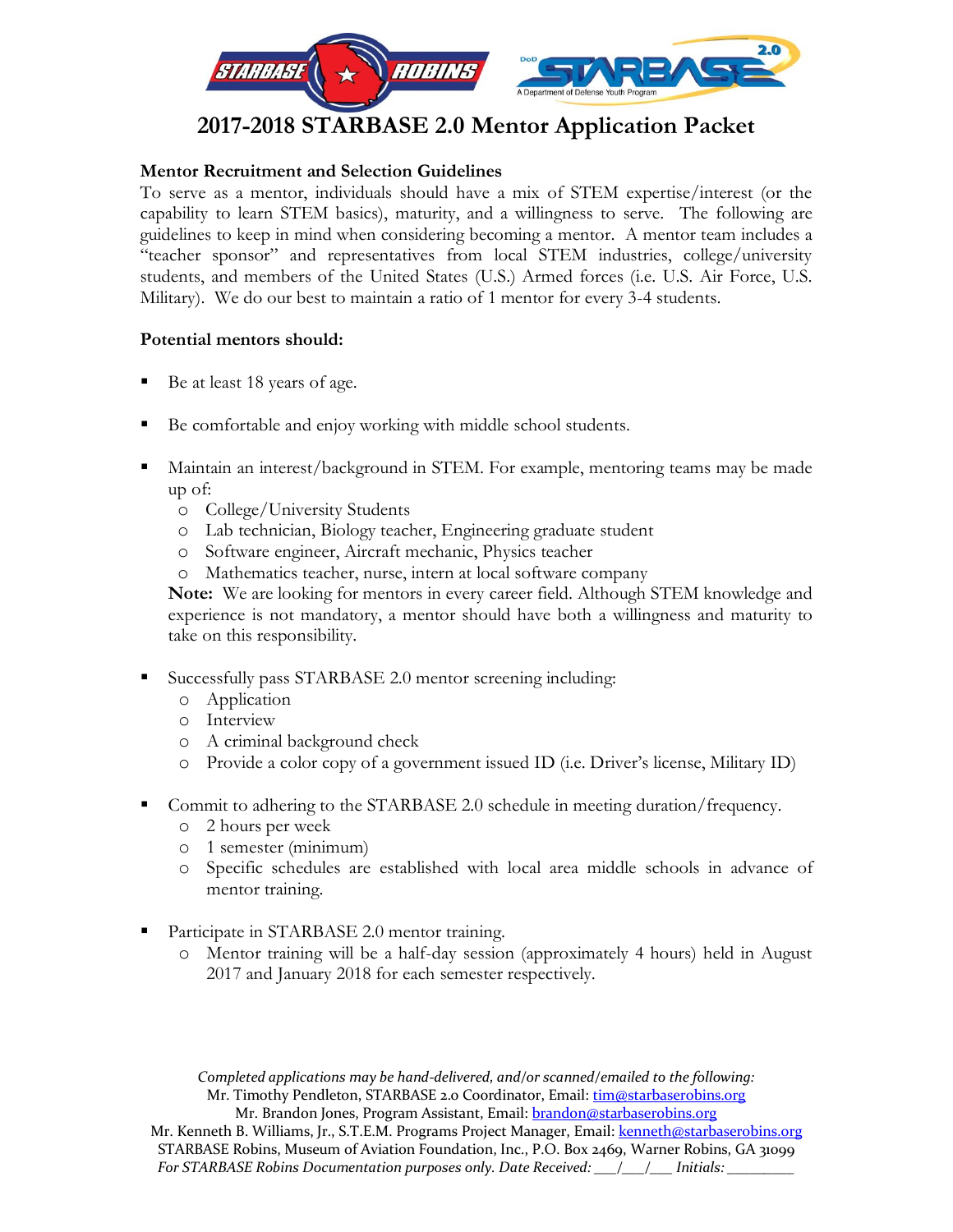# 2017-2018 STARBASE 2.0 Mentor Application Packet

**Mentor Recruitment and Selection Guidelines**

To serve as a mentor, individuals should have a mix of STEM expertise/interest (or the capability to learn STEM basics), maturity, and a willingness to serve. The following are guidelines to keep in mind when considering becoming a mentor. A mentor team includes a "teacher sponsor" and representatives from local STEM industries, college/university students, and members of the United States (U.S.) Armed forces (i.e. U.S. Air Force, U.S. Military). We do our best to maintain a ratio of 1 mentor for every 3-4 students.

**Potential mentors should:**

- Be at least 18 years of age.
- Be comfortable and enjoy working with middle school students.
- Maintain an interest/background in STEM. For example, mentoring teams may be made up of:
  - College/University Students
  - Lab technician, Biology teacher, Engineering graduate student
  - Software engineer, Aircraft mechanic, Physics teacher
  - Mathematics teacher, nurse, intern at local software company

  **Note:** We are looking for mentors in every career field. Although STEM knowledge and experience is not mandatory, a mentor should have both a willingness and maturity to take on this responsibility.
- Successfully pass STARBASE 2.0 mentor screening including:
  - Application
  - Interview
  - A criminal background check
  - Provide a color copy of a government issued ID (i.e. Driver's license, Military ID)
- Commit to adhering to the STARBASE 2.0 schedule in meeting duration/frequency.
  - 2 hours per week
  - 1 semester (minimum)
  - Specific schedules are established with local area middle schools in advance of mentor training.
- Participate in STARBASE 2.0 mentor training.
  - Mentor training will be a half-day session (approximately 4 hours) held in August 2017 and January 2018 for each semester respectively.

*Completed applications may be hand-delivered, and/or scanned/emailed to the following:*
Mr. Timothy Pendleton, STARBASE 2.0 Coordinator, Email: tim@starbaserobins.org
Mr. Brandon Jones, Program Assistant, Email: brandon@starbaserobins.org
Mr. Kenneth B. Williams, Jr., S.T.E.M. Programs Project Manager, Email: kenneth@starbaserobins.org
STARBASE Robins, Museum of Aviation Foundation, Inc., P.O. Box 2469, Warner Robins, GA 31099
*For STARBASE Robins Documentation purposes only. Date Received: ___/___/___ Initials: _________*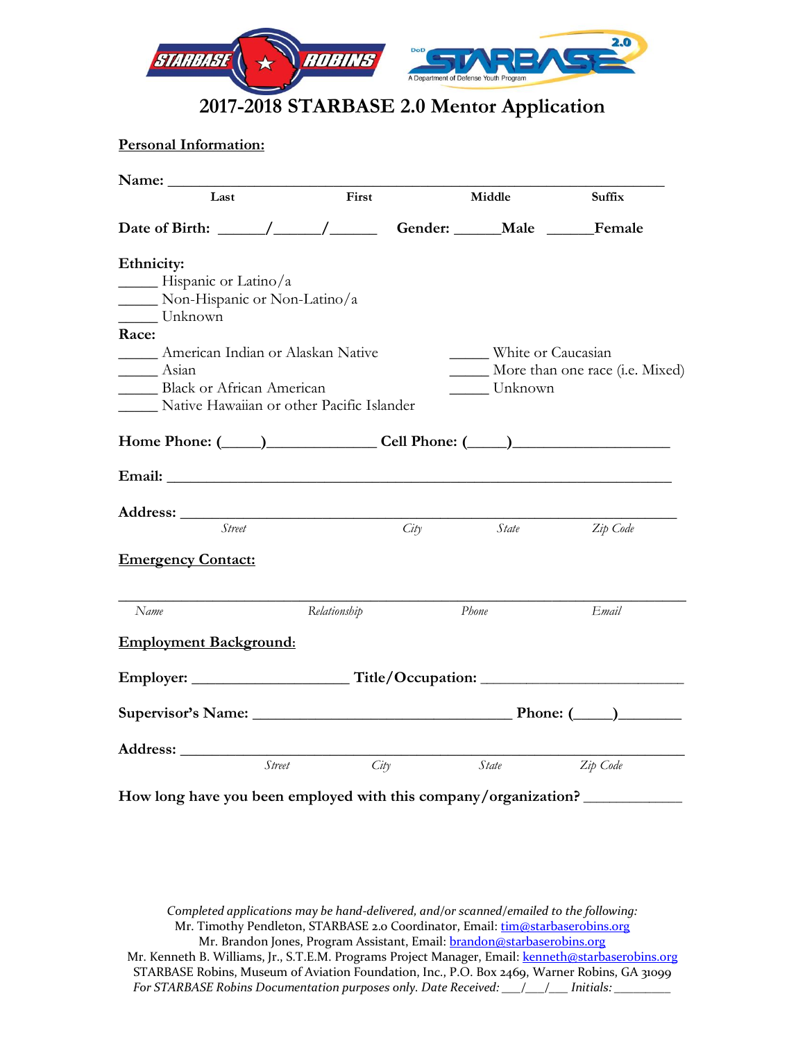# 2017-2018 STARBASE 2.0 Mentor Application

**Personal Information:**

**Name:** ______________________________________________________________

Last First Middle Suffix

**Date of Birth:** ______/______/______ **Gender:** ______**Male** ______**Female**

**Ethnicity:**

_____ Hispanic or Latino/a
_____ Non-Hispanic or Non-Latino/a
_____ Unknown

**Race:**

_____ American Indian or Alaskan Native
_____ Asian
_____ Black or African American
_____ Native Hawaiian or other Pacific Islander
_____ White or Caucasian
_____ More than one race (i.e. Mixed)
_____ Unknown

**Home Phone:** (_____)_____________ **Cell Phone:** (_____)_________________

**Email:** ______________________________________________________________

**Address:** ____________________________________________________________

*Street* *City* *State* *Zip Code*

**Emergency Contact:**

________________________________________________________________________

*Name* *Relationship* *Phone* *Email*

**Employment Background:**

**Employer:** ___________________ **Title/Occupation:** ______________________

**Supervisor's Name:** _____________________________ **Phone:** (_____)________

**Address:** ____________________________________________________________

*Street* *City* *State* *Zip Code*

**How long have you been employed with this company/organization?** ___________

*Completed applications may be hand-delivered, and/or scanned/emailed to the following:*
Mr. Timothy Pendleton, STARBASE 2.0 Coordinator, Email: tim@starbaserobins.org
Mr. Brandon Jones, Program Assistant, Email: brandon@starbaserobins.org
Mr. Kenneth B. Williams, Jr., S.T.E.M. Programs Project Manager, Email: kenneth@starbaserobins.org
STARBASE Robins, Museum of Aviation Foundation, Inc., P.O. Box 2469, Warner Robins, GA 31099
*For STARBASE Robins Documentation purposes only. Date Received: ___/___/___ Initials: ________*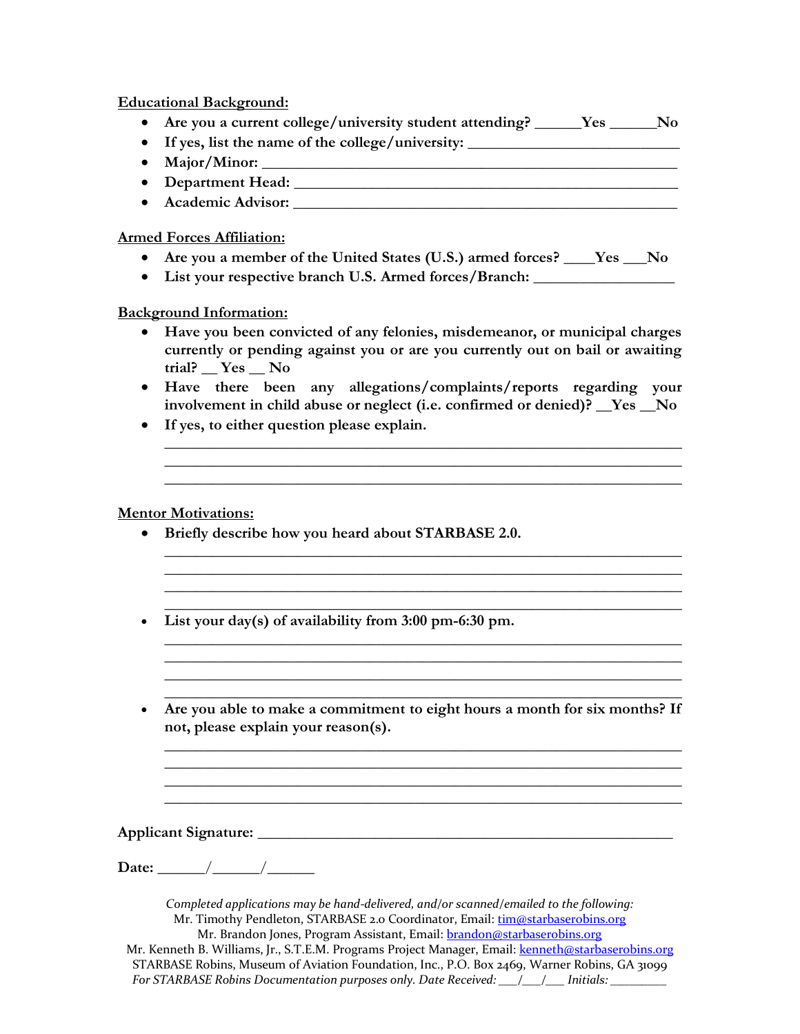**Educational Background:**

- **Are you a current college/university student attending? ______Yes ______No**
- **If yes, list the name of the college/university: ___________________________**
- **Major/Minor: ___________________________________________________________**
- **Department Head: ______________________________________________________**
- **Academic Advisor: ______________________________________________________**

**Armed Forces Affiliation:**

- **Are you a member of the United States (U.S.) armed forces? ____Yes ___No**
- **List your respective branch U.S. Armed forces/Branch: __________________**

**Background Information:**

- **Have you been convicted of any felonies, misdemeanor, or municipal charges currently or pending against you or are you currently out on bail or awaiting trial? __ Yes __ No**
- **Have there been any allegations/complaints/reports regarding your involvement in child abuse or neglect (i.e. confirmed or denied)? __Yes __No**
- **If yes, to either question please explain.**

  ____________________________________________________________________
  ____________________________________________________________________
  ____________________________________________________________________

**Mentor Motivations:**

- **Briefly describe how you heard about STARBASE 2.0.**

  ____________________________________________________________________
  ____________________________________________________________________
  ____________________________________________________________________
  ____________________________________________________________________

- **List your day(s) of availability from 3:00 pm-6:30 pm.**

  ____________________________________________________________________
  ____________________________________________________________________
  ____________________________________________________________________
  ____________________________________________________________________

- **Are you able to make a commitment to eight hours a month for six months? If not, please explain your reason(s).**

  ____________________________________________________________________
  ____________________________________________________________________
  ____________________________________________________________________
  ____________________________________________________________________

**Applicant Signature: _______________________________________________________**

**Date: ______/______/______**

*Completed applications may be hand-delivered, and/or scanned/emailed to the following:*
Mr. Timothy Pendleton, STARBASE 2.0 Coordinator, Email: tim@starbaserobins.org
Mr. Brandon Jones, Program Assistant, Email: brandon@starbaserobins.org
Mr. Kenneth B. Williams, Jr., S.T.E.M. Programs Project Manager, Email: kenneth@starbaserobins.org
STARBASE Robins, Museum of Aviation Foundation, Inc., P.O. Box 2469, Warner Robins, GA 31099
*For STARBASE Robins Documentation purposes only. Date Received: ___/___/___ Initials: _________*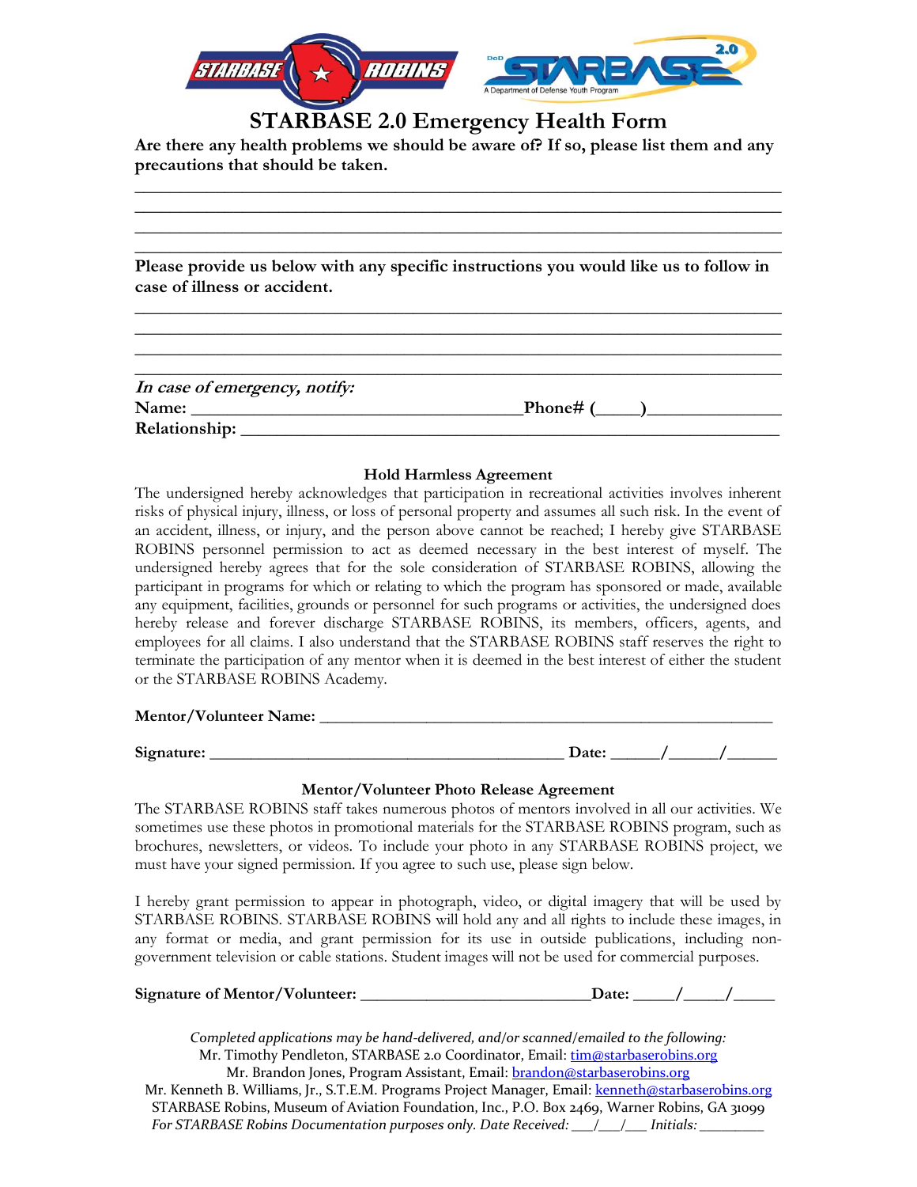# STARBASE 2.0 Emergency Health Form

**Are there any health problems we should be aware of? If so, please list them and any precautions that should be taken.**

\_\_\_\_\_\_\_\_\_\_\_\_\_\_\_\_\_\_\_\_\_\_\_\_\_\_\_\_\_\_\_\_\_\_\_\_\_\_\_\_\_\_\_\_\_\_\_\_\_\_\_\_\_\_\_\_\_\_\_\_\_\_\_\_\_\_\_\_\_\_\_\_
\_\_\_\_\_\_\_\_\_\_\_\_\_\_\_\_\_\_\_\_\_\_\_\_\_\_\_\_\_\_\_\_\_\_\_\_\_\_\_\_\_\_\_\_\_\_\_\_\_\_\_\_\_\_\_\_\_\_\_\_\_\_\_\_\_\_\_\_\_\_\_\_
\_\_\_\_\_\_\_\_\_\_\_\_\_\_\_\_\_\_\_\_\_\_\_\_\_\_\_\_\_\_\_\_\_\_\_\_\_\_\_\_\_\_\_\_\_\_\_\_\_\_\_\_\_\_\_\_\_\_\_\_\_\_\_\_\_\_\_\_\_\_\_\_
\_\_\_\_\_\_\_\_\_\_\_\_\_\_\_\_\_\_\_\_\_\_\_\_\_\_\_\_\_\_\_\_\_\_\_\_\_\_\_\_\_\_\_\_\_\_\_\_\_\_\_\_\_\_\_\_\_\_\_\_\_\_\_\_\_\_\_\_\_\_\_\_

**Please provide us below with any specific instructions you would like us to follow in case of illness or accident.**

\_\_\_\_\_\_\_\_\_\_\_\_\_\_\_\_\_\_\_\_\_\_\_\_\_\_\_\_\_\_\_\_\_\_\_\_\_\_\_\_\_\_\_\_\_\_\_\_\_\_\_\_\_\_\_\_\_\_\_\_\_\_\_\_\_\_\_\_\_\_\_\_
\_\_\_\_\_\_\_\_\_\_\_\_\_\_\_\_\_\_\_\_\_\_\_\_\_\_\_\_\_\_\_\_\_\_\_\_\_\_\_\_\_\_\_\_\_\_\_\_\_\_\_\_\_\_\_\_\_\_\_\_\_\_\_\_\_\_\_\_\_\_\_\_
\_\_\_\_\_\_\_\_\_\_\_\_\_\_\_\_\_\_\_\_\_\_\_\_\_\_\_\_\_\_\_\_\_\_\_\_\_\_\_\_\_\_\_\_\_\_\_\_\_\_\_\_\_\_\_\_\_\_\_\_\_\_\_\_\_\_\_\_\_\_\_\_
\_\_\_\_\_\_\_\_\_\_\_\_\_\_\_\_\_\_\_\_\_\_\_\_\_\_\_\_\_\_\_\_\_\_\_\_\_\_\_\_\_\_\_\_\_\_\_\_\_\_\_\_\_\_\_\_\_\_\_\_\_\_\_\_\_\_\_\_\_\_\_\_

***In case of emergency, notify:***

**Name:** \_\_\_\_\_\_\_\_\_\_\_\_\_\_\_\_\_\_\_\_\_\_\_\_\_\_\_\_\_\_\_\_\_\_\_\_\_\_**Phone# (\_\_\_\_\_)**\_\_\_\_\_\_\_\_\_\_\_\_\_\_\_

**Relationship:** \_\_\_\_\_\_\_\_\_\_\_\_\_\_\_\_\_\_\_\_\_\_\_\_\_\_\_\_\_\_\_\_\_\_\_\_\_\_\_\_\_\_\_\_\_\_\_\_\_\_\_\_\_\_\_\_\_\_\_\_\_\_

### Hold Harmless Agreement

The undersigned hereby acknowledges that participation in recreational activities involves inherent risks of physical injury, illness, or loss of personal property and assumes all such risk. In the event of an accident, illness, or injury, and the person above cannot be reached; I hereby give STARBASE ROBINS personnel permission to act as deemed necessary in the best interest of myself. The undersigned hereby agrees that for the sole consideration of STARBASE ROBINS, allowing the participant in programs for which or relating to which the program has sponsored or made, available any equipment, facilities, grounds or personnel for such programs or activities, the undersigned does hereby release and forever discharge STARBASE ROBINS, its members, officers, agents, and employees for all claims. I also understand that the STARBASE ROBINS staff reserves the right to terminate the participation of any mentor when it is deemed in the best interest of either the student or the STARBASE ROBINS Academy.

**Mentor/Volunteer Name:** \_\_\_\_\_\_\_\_\_\_\_\_\_\_\_\_\_\_\_\_\_\_\_\_\_\_\_\_\_\_\_\_\_\_\_\_\_\_\_\_\_\_\_\_\_\_\_\_\_\_\_\_\_\_\_\_\_\_

**Signature:** \_\_\_\_\_\_\_\_\_\_\_\_\_\_\_\_\_\_\_\_\_\_\_\_\_\_\_\_\_\_\_\_\_\_\_\_\_\_\_\_\_\_\_\_\_ **Date:** \_\_\_\_\_\_/\_\_\_\_\_\_/\_\_\_\_\_\_

### Mentor/Volunteer Photo Release Agreement

The STARBASE ROBINS staff takes numerous photos of mentors involved in all our activities. We sometimes use these photos in promotional materials for the STARBASE ROBINS program, such as brochures, newsletters, or videos. To include your photo in any STARBASE ROBINS project, we must have your signed permission. If you agree to such use, please sign below.

I hereby grant permission to appear in photograph, video, or digital imagery that will be used by STARBASE ROBINS. STARBASE ROBINS will hold any and all rights to include these images, in any format or media, and grant permission for its use in outside publications, including non-government television or cable stations. Student images will not be used for commercial purposes.

**Signature of Mentor/Volunteer:** \_\_\_\_\_\_\_\_\_\_\_\_\_\_\_\_\_\_\_\_\_\_\_\_\_\_\_\_\_\_**Date:** \_\_\_\_\_/\_\_\_\_\_/\_\_\_\_\_

*Completed applications may be hand-delivered, and/or scanned/emailed to the following:*
Mr. Timothy Pendleton, STARBASE 2.0 Coordinator, Email: tim@starbaserobins.org
Mr. Brandon Jones, Program Assistant, Email: brandon@starbaserobins.org
Mr. Kenneth B. Williams, Jr., S.T.E.M. Programs Project Manager, Email: kenneth@starbaserobins.org
STARBASE Robins, Museum of Aviation Foundation, Inc., P.O. Box 2469, Warner Robins, GA 31099
*For STARBASE Robins Documentation purposes only. Date Received: \_\_\_/\_\_\_/\_\_\_ Initials: \_\_\_\_\_\_\_\_\_*